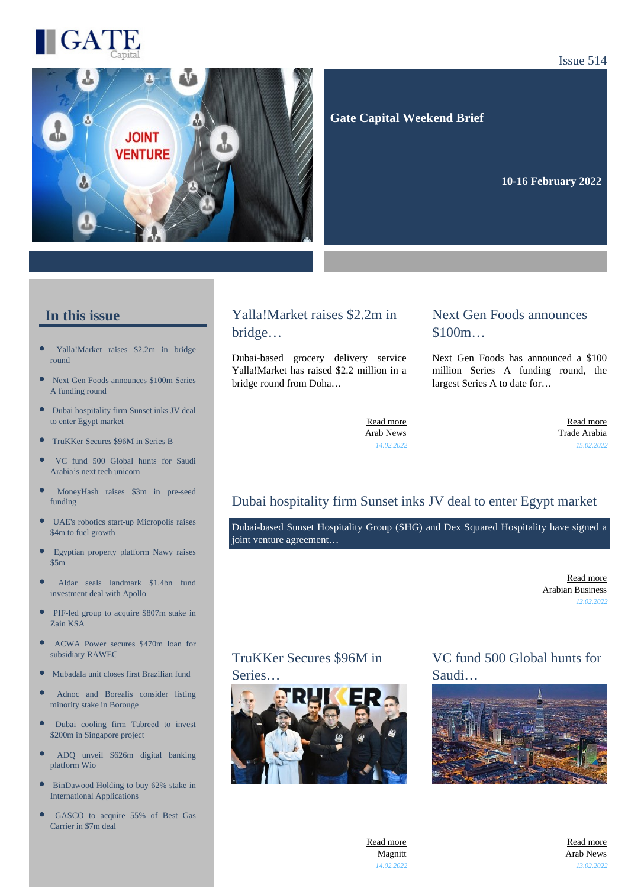# GATE Capital

Issue 514

## Gate Capital Weekend Brief

**10-16 February 2022**

## In this issue

- Yalla!Market raises $2.2m in bridge round
- Next Gen Foods announces $100m Series A funding round
- Dubai hospitality firm Sunset inks JV deal to enter Egypt market
- TruKKer Secures $96M in Series B
- VC fund 500 Global hunts for Saudi Arabia's next tech unicorn
- MoneyHash raises $3m in pre-seed funding
- UAE's robotics start-up Micropolis raises $4m to fuel growth
- Egyptian property platform Nawy raises $5m
- Aldar seals landmark $1.4bn fund investment deal with Apollo
- PIF-led group to acquire $807m stake in Zain KSA
- ACWA Power secures $470m loan for subsidiary RAWEC
- Mubadala unit closes first Brazilian fund
- Adnoc and Borealis consider listing minority stake in Borouge
- Dubai cooling firm Tabreed to invest $200m in Singapore project
- ADQ unveil $626m digital banking platform Wio
- BinDawood Holding to buy 62% stake in International Applications
- GASCO to acquire 55% of Best Gas Carrier in $7m deal

## Yalla!Market raises $2.2m in bridge…

Dubai-based grocery delivery service Yalla!Market has raised $2.2 million in a bridge round from Doha…

Read more
Arab News
*14.02.2022*

## Next Gen Foods announces $100m…

Next Gen Foods has announced a $100 million Series A funding round, the largest Series A to date for…

Read more
Trade Arabia
*15.02.2022*

## Dubai hospitality firm Sunset inks JV deal to enter Egypt market

Dubai-based Sunset Hospitality Group (SHG) and Dex Squared Hospitality have signed a joint venture agreement…

Read more
Arabian Business
*12.02.2022*

## TruKKer Secures $96M in Series…

Read more
Magnitt
*14.02.2022*

## VC fund 500 Global hunts for Saudi…

Read more
Arab News
*13.02.2022*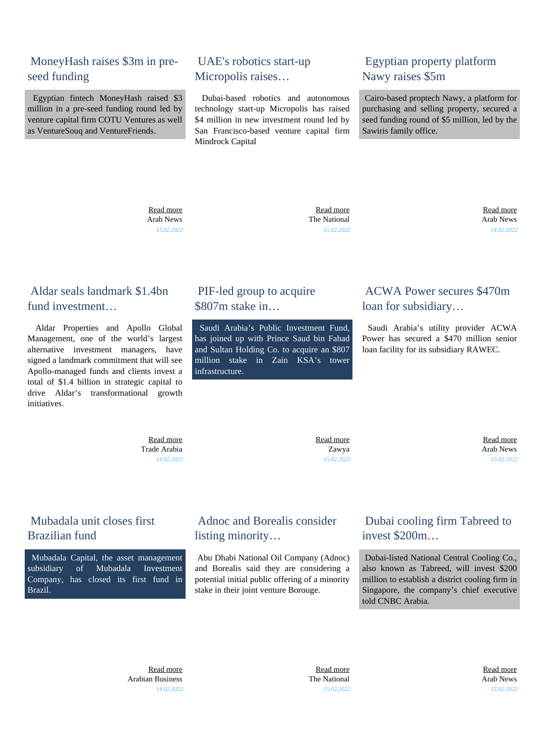## MoneyHash raises $3m in pre-seed funding

Egyptian fintech MoneyHash raised $3 million in a pre-seed funding round led by venture capital firm COTU Ventures as well as VentureSouq and VentureFriends.

Read more
Arab News
*15.02.2022*

## UAE's robotics start-up Micropolis raises…

Dubai-based robotics and autonomous technology start-up Micropolis has raised $4 million in new investment round led by San Francisco-based venture capital firm Mindrock Capital

Read more
The National
*15.02.2022*

## Egyptian property platform Nawy raises $5m

Cairo-based proptech Nawy, a platform for purchasing and selling property, secured a seed funding round of $5 million, led by the Sawiris family office.

Read more
Arab News
*14.02.2022*

## Aldar seals landmark $1.4bn fund investment…

Aldar Properties and Apollo Global Management, one of the world's largest alternative investment managers, have signed a landmark commitment that will see Apollo-managed funds and clients invest a total of $1.4 billion in strategic capital to drive Aldar's transformational growth initiatives.

Read more
Trade Arabia
*14.02.2022*

## PIF-led group to acquire $807m stake in…

Saudi Arabia's Public Investment Fund, has joined up with Prince Saud bin Fahad and Sultan Holding Co. to acquire an $807 million stake in Zain KSA's tower infrastructure.

Read more
Zawya
*15.02.2022*

## ACWA Power secures $470m loan for subsidiary…

Saudi Arabia's utility provider ACWA Power has secured a $470 million senior loan facility for its subsidiary RAWEC.

Read more
Arab News
*13.02.2022*

## Mubadala unit closes first Brazilian fund

Mubadala Capital, the asset management subsidiary of Mubadala Investment Company, has closed its first fund in Brazil.

Read more
Arabian Business
*14.02.2022*

## Adnoc and Borealis consider listing minority…

Abu Dhabi National Oil Company (Adnoc) and Borealis said they are considering a potential initial public offering of a minority stake in their joint venture Borouge.

Read more
The National
*15.02.2022*

## Dubai cooling firm Tabreed to invest $200m…

Dubai-listed National Central Cooling Co., also known as Tabreed, will invest $200 million to establish a district cooling firm in Singapore, the company's chief executive told CNBC Arabia.

Read more
Arab News
*15.02.2022*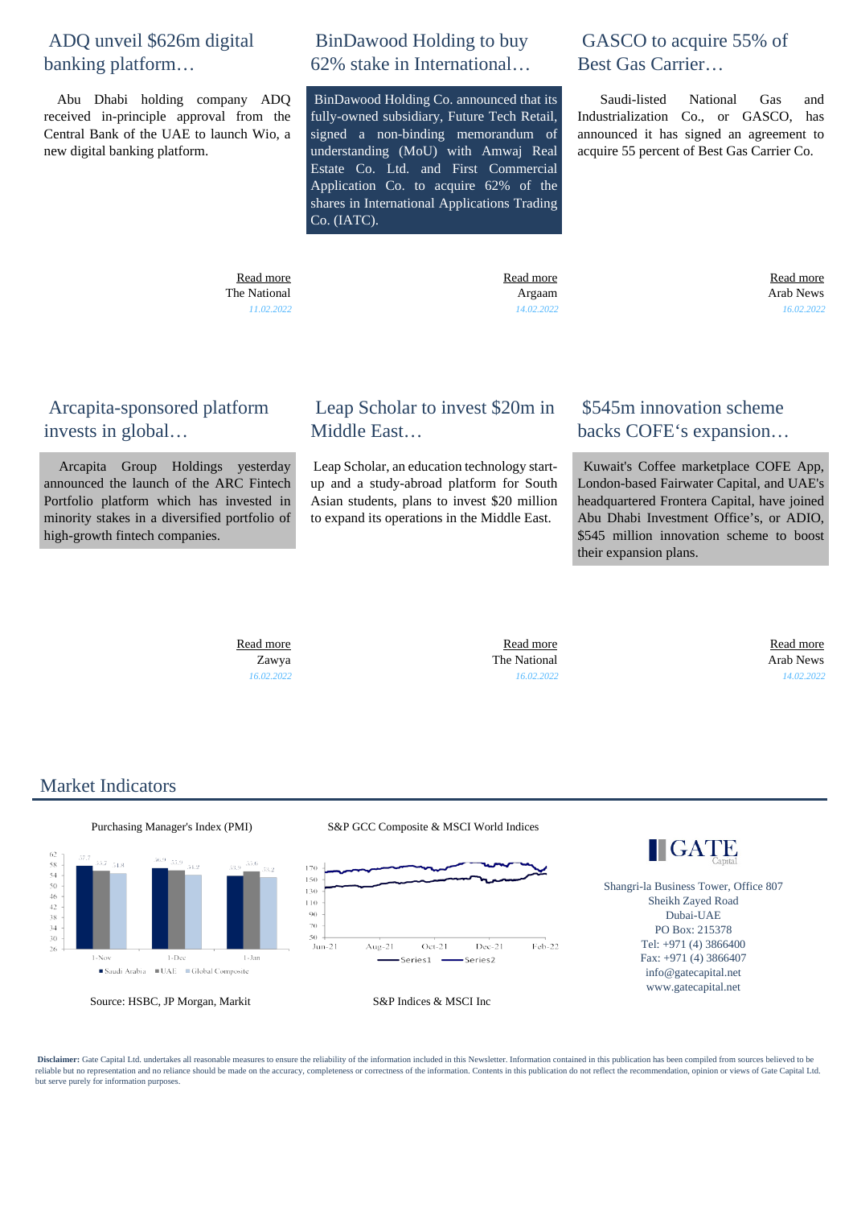## ADQ unveil $626m digital banking platform…

Abu Dhabi holding company ADQ received in-principle approval from the Central Bank of the UAE to launch Wio, a new digital banking platform.

Read more
The National
*11.02.2022*

## BinDawood Holding to buy 62% stake in International…

BinDawood Holding Co. announced that its fully-owned subsidiary, Future Tech Retail, signed a non-binding memorandum of understanding (MoU) with Amwaj Real Estate Co. Ltd. and First Commercial Application Co. to acquire 62% of the shares in International Applications Trading Co. (IATC).

Read more
Argaam
*14.02.2022*

## GASCO to acquire 55% of Best Gas Carrier…

Saudi-listed National Gas and Industrialization Co., or GASCO, has announced it has signed an agreement to acquire 55 percent of Best Gas Carrier Co.

Read more
Arab News
*16.02.2022*

## Arcapita-sponsored platform invests in global…

Arcapita Group Holdings yesterday announced the launch of the ARC Fintech Portfolio platform which has invested in minority stakes in a diversified portfolio of high-growth fintech companies.

Read more
Zawya
*16.02.2022*

## Leap Scholar to invest $20m in Middle East…

Leap Scholar, an education technology start-up and a study-abroad platform for South Asian students, plans to invest $20 million to expand its operations in the Middle East.

Read more
The National
*16.02.2022*

## $545m innovation scheme backs COFE's expansion…

Kuwait's Coffee marketplace COFE App, London-based Fairwater Capital, and UAE's headquartered Frontera Capital, have joined Abu Dhabi Investment Office's, or ADIO, $545 million innovation scheme to boost their expansion plans.

Read more
Arab News
*14.02.2022*

## Market Indicators

Purchasing Manager's Index (PMI)

62
58
54
50
46
42
38
34
30
26

57.7 55.7 54.8
56.9 55.9 54.2
53.9 55.6 53.2

1-Nov
1-Dec
1-Jan

Saudi Arabia, UAE, Global Composite

Source: HSBC, JP Morgan, Markit

S&P GCC Composite & MSCI World Indices

170
150
130
110
90
70
50

Jun-21, Aug-21, Oct-21, Dec-21, Feb-22

Series1, Series2

S&P Indices & MSCI Inc

GATE Capital

Shangri-la Business Tower, Office 807
Sheikh Zayed Road
Dubai-UAE
PO Box: 215378
Tel: +971 (4) 3866400
Fax: +971 (4) 3866407
info@gatecapital.net
www.gatecapital.net

**Disclaimer:** Gate Capital Ltd. undertakes all reasonable measures to ensure the reliability of the information included in this Newsletter. Information contained in this publication has been compiled from sources believed to be reliable but no representation and no reliance should be made on the accuracy, completeness or correctness of the information. Contents in this publication do not reflect the recommendation, opinion or views of Gate Capital Ltd. but serve purely for information purposes.